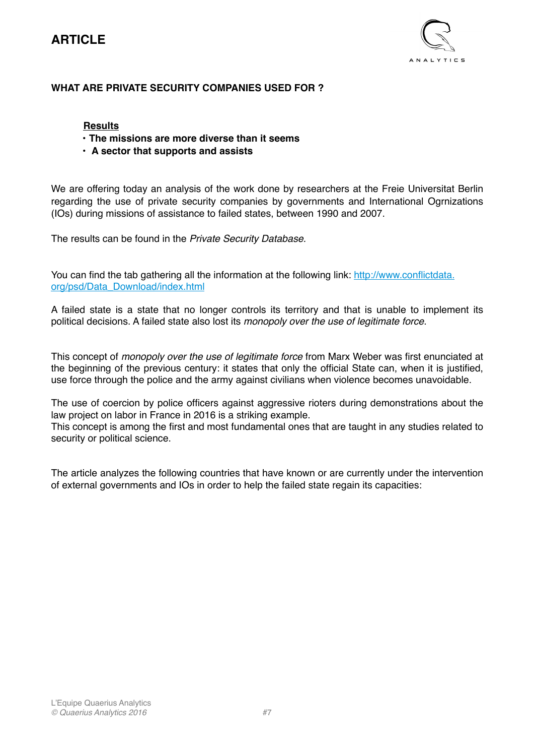# ARTICLE

## WHAT ARE PRIVATE SECURITY COMPANIES USED FOR ?

**Results**

- **The missions are more diverse than it seems**
- **A sector that supports and assists**

We are offering today an analysis of the work done by researchers at the Freie Universitat Berlin regarding the use of private security companies by governments and International Ogrnizations (IOs) during missions of assistance to failed states, between 1990 and 2007.

The results can be found in the *Private Security Database.*

You can find the tab gathering all the information at the following link: [http://www.conflictdata.org/psd/Data_Download/index.html](http://www.conflictdata.org/psd/Data_Download/index.html)

A failed state is a state that no longer controls its territory and that is unable to implement its political decisions. A failed state also lost its *monopoly over the use of legitimate force*.

This concept of *monopoly over the use of legitimate force* from Marx Weber was first enunciated at the beginning of the previous century: it states that only the official State can, when it is justified, use force through the police and the army against civilians when violence becomes unavoidable.

The use of coercion by police officers against aggressive rioters during demonstrations about the law project on labor in France in 2016 is a striking example.
This concept is among the first and most fundamental ones that are taught in any studies related to security or political science.

The article analyzes the following countries that have known or are currently under the intervention of external governments and IOs in order to help the failed state regain its capacities: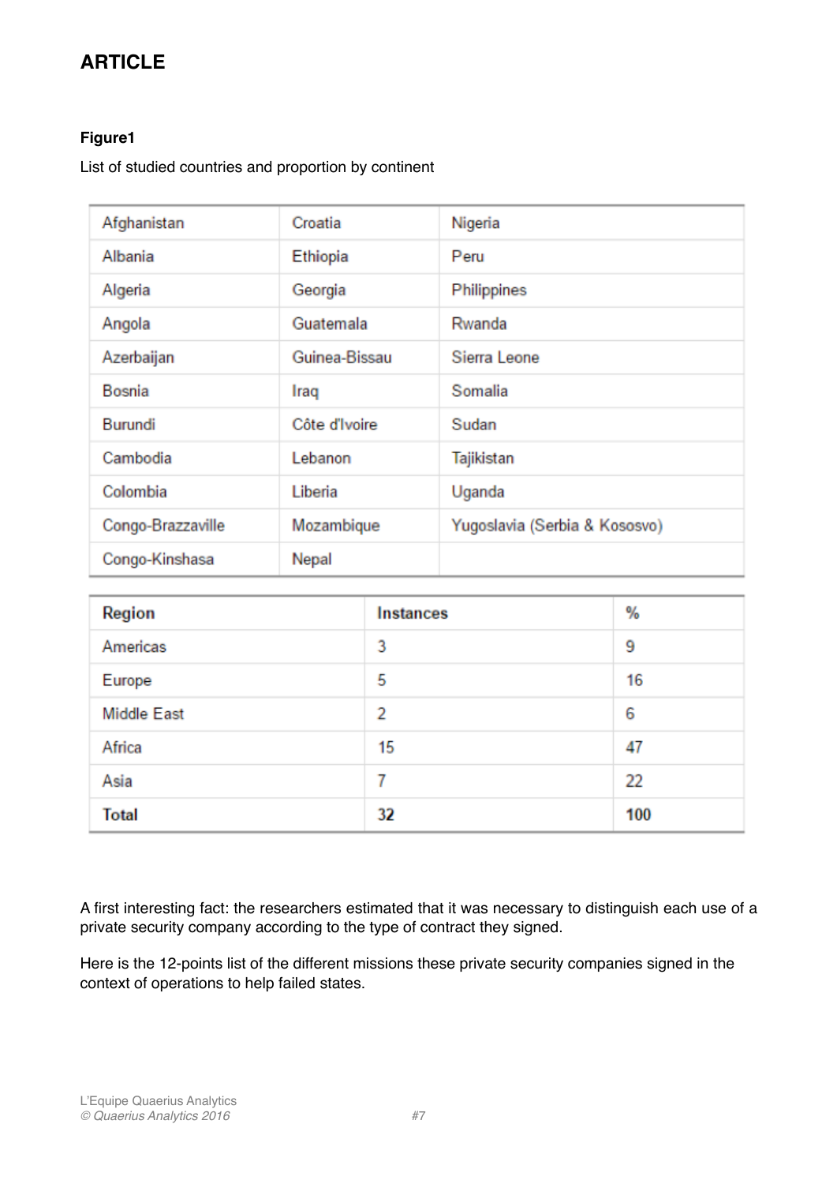## ARTICLE

**Figure1**

List of studied countries and proportion by continent

| | | |
|---|---|---|
| Afghanistan | Croatia | Nigeria |
| Albania | Ethiopia | Peru |
| Algeria | Georgia | Philippines |
| Angola | Guatemala | Rwanda |
| Azerbaijan | Guinea-Bissau | Sierra Leone |
| Bosnia | Iraq | Somalia |
| Burundi | Côte d'Ivoire | Sudan |
| Cambodia | Lebanon | Tajikistan |
| Colombia | Liberia | Uganda |
| Congo-Brazzaville | Mozambique | Yugoslavia (Serbia & Kososvo) |
| Congo-Kinshasa | Nepal | |

| Region | Instances | % |
|---|---|---|
| Americas | 3 | 9 |
| Europe | 5 | 16 |
| Middle East | 2 | 6 |
| Africa | 15 | 47 |
| Asia | 7 | 22 |
| **Total** | **32** | **100** |

A first interesting fact: the researchers estimated that it was necessary to distinguish each use of a private security company according to the type of contract they signed.

Here is the 12-points list of the different missions these private security companies signed in the context of operations to help failed states.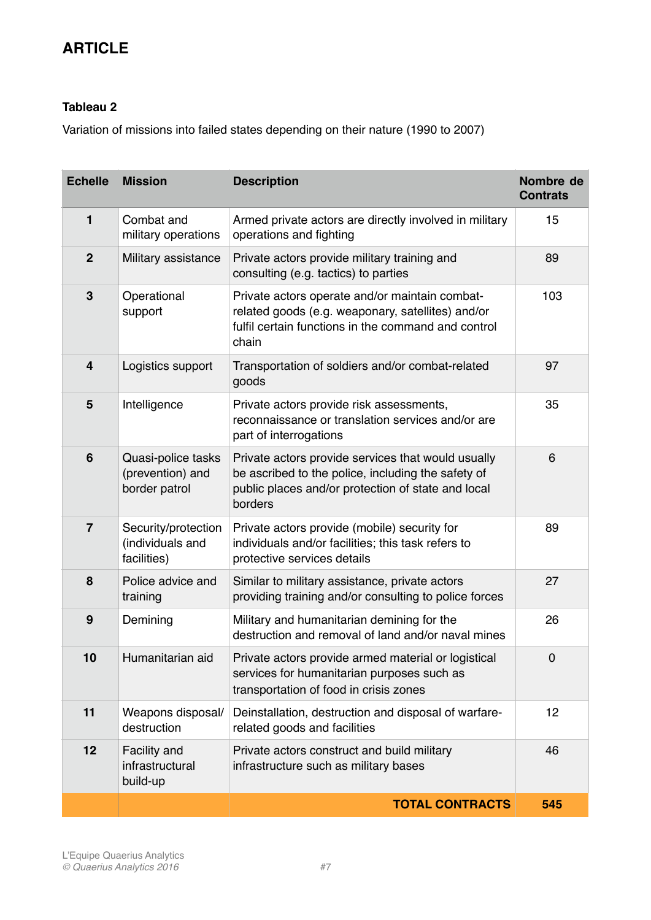# ARTICLE

**Tableau 2**

Variation of missions into failed states depending on their nature (1990 to 2007)

| Echelle | Mission | Description | Nombre de Contrats |
|---|---|---|---|
| 1 | Combat and military operations | Armed private actors are directly involved in military operations and fighting | 15 |
| 2 | Military assistance | Private actors provide military training and consulting (e.g. tactics) to parties | 89 |
| 3 | Operational support | Private actors operate and/or maintain combat-related goods (e.g. weaponary, satellites) and/or fulfil certain functions in the command and control chain | 103 |
| 4 | Logistics support | Transportation of soldiers and/or combat-related goods | 97 |
| 5 | Intelligence | Private actors provide risk assessments, reconnaissance or translation services and/or are part of interrogations | 35 |
| 6 | Quasi-police tasks (prevention) and border patrol | Private actors provide services that would usually be ascribed to the police, including the safety of public places and/or protection of state and local borders | 6 |
| 7 | Security/protection (individuals and facilities) | Private actors provide (mobile) security for individuals and/or facilities; this task refers to protective services details | 89 |
| 8 | Police advice and training | Similar to military assistance, private actors providing training and/or consulting to police forces | 27 |
| 9 | Demining | Military and humanitarian demining for the destruction and removal of land and/or naval mines | 26 |
| 10 | Humanitarian aid | Private actors provide armed material or logistical services for humanitarian purposes such as transportation of food in crisis zones | 0 |
| 11 | Weapons disposal/ destruction | Deinstallation, destruction and disposal of warfare-related goods and facilities | 12 |
| 12 | Facility and infrastructural build-up | Private actors construct and build military infrastructure such as military bases | 46 |
| | | **TOTAL CONTRACTS** | **545** |

L'Equipe Quaerius Analytics
*© Quaerius Analytics 2016*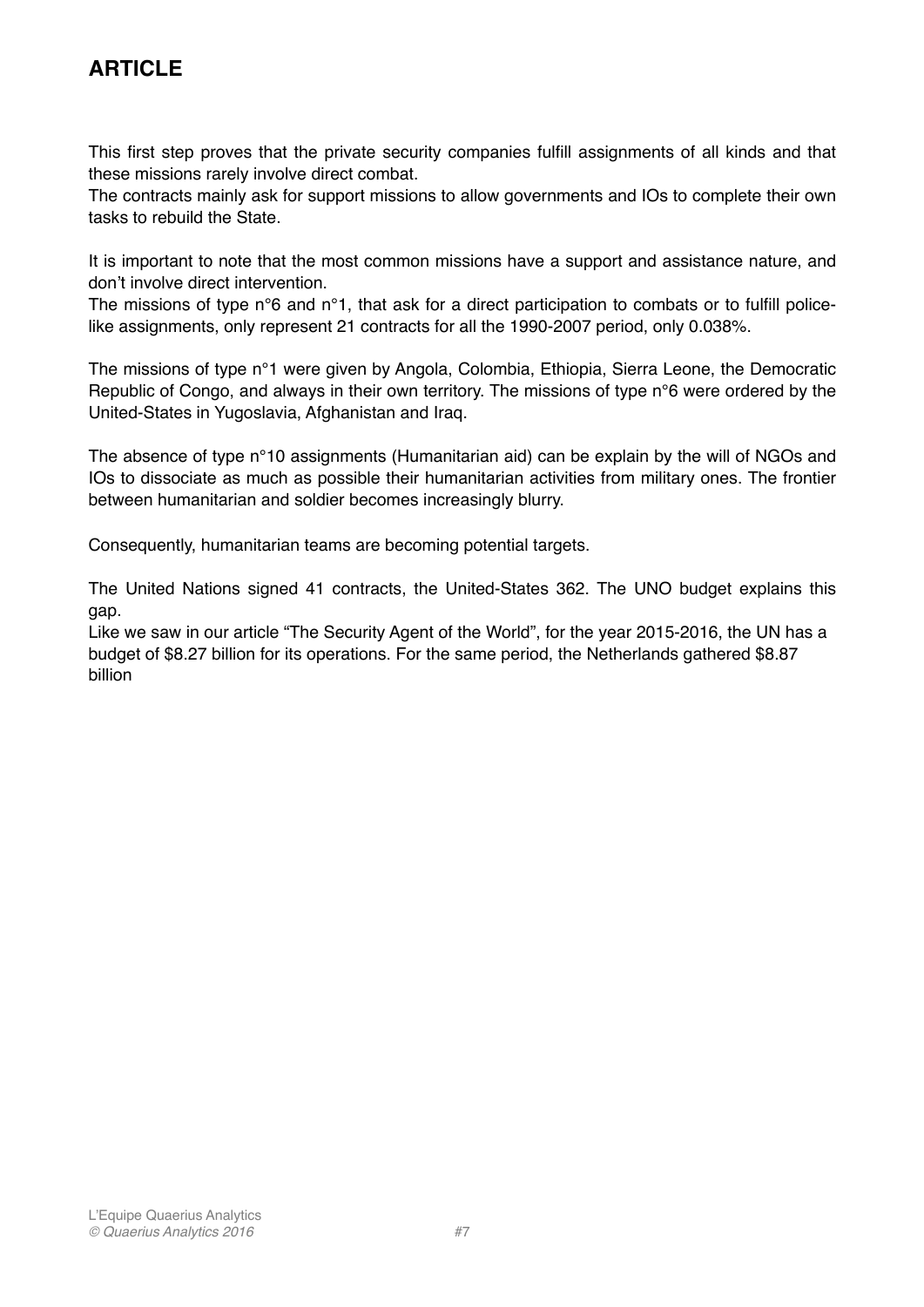## ARTICLE

This first step proves that the private security companies fulfill assignments of all kinds and that these missions rarely involve direct combat.
The contracts mainly ask for support missions to allow governments and IOs to complete their own tasks to rebuild the State.

It is important to note that the most common missions have a support and assistance nature, and don't involve direct intervention.
The missions of type n°6 and n°1, that ask for a direct participation to combats or to fulfill police-like assignments, only represent 21 contracts for all the 1990-2007 period, only 0.038%.

The missions of type n°1 were given by Angola, Colombia, Ethiopia, Sierra Leone, the Democratic Republic of Congo, and always in their own territory. The missions of type n°6 were ordered by the United-States in Yugoslavia, Afghanistan and Iraq.

The absence of type n°10 assignments (Humanitarian aid) can be explain by the will of NGOs and IOs to dissociate as much as possible their humanitarian activities from military ones. The frontier between humanitarian and soldier becomes increasingly blurry.

Consequently, humanitarian teams are becoming potential targets.

The United Nations signed 41 contracts, the United-States 362. The UNO budget explains this gap.
Like we saw in our article "The Security Agent of the World", for the year 2015-2016, the UN has a budget of $8.27 billion for its operations. For the same period, the Netherlands gathered $8.87 billion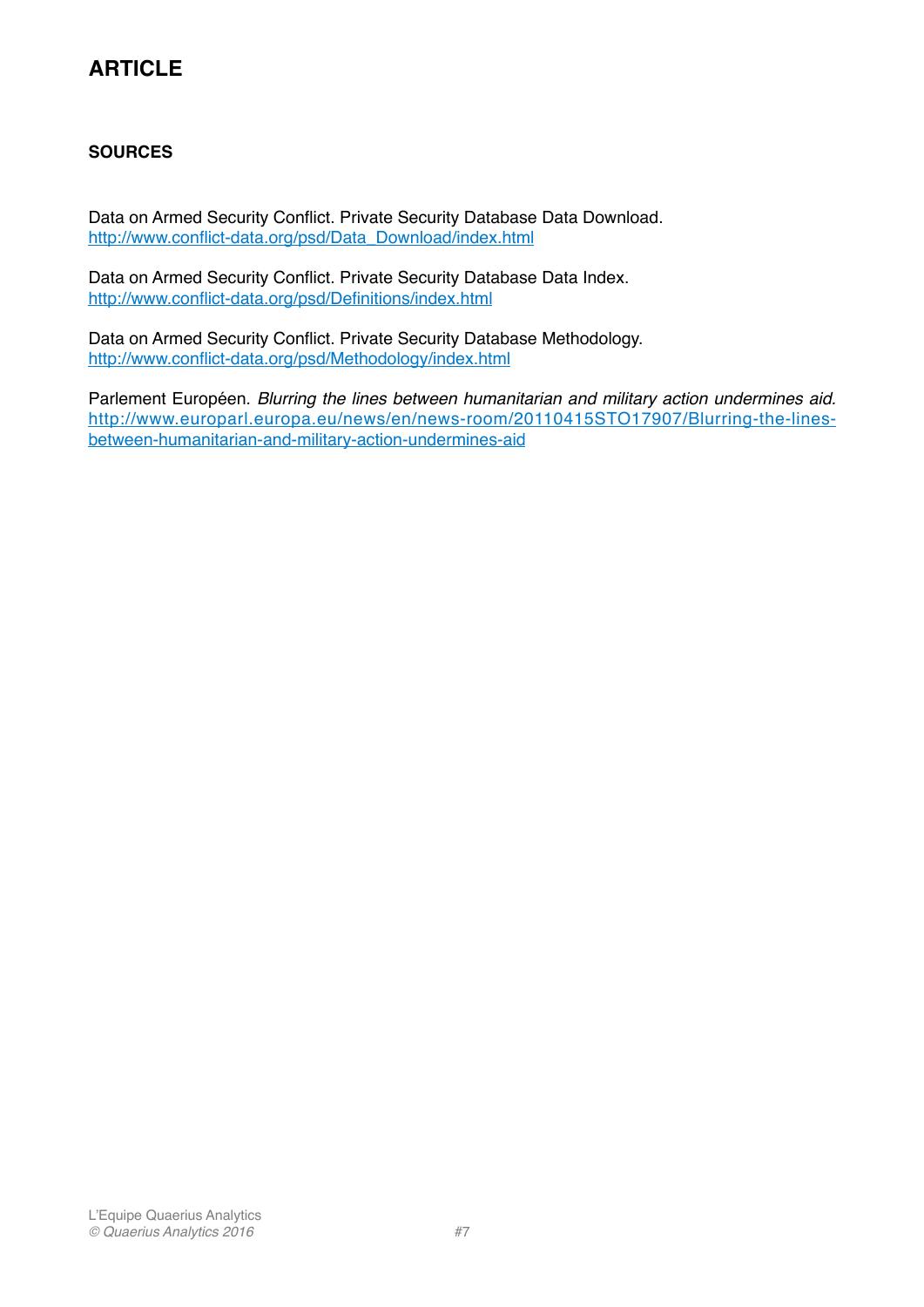# ARTICLE

### SOURCES

Data on Armed Security Conflict. Private Security Database Data Download.
http://www.conflict-data.org/psd/Data_Download/index.html

Data on Armed Security Conflict. Private Security Database Data Index.
http://www.conflict-data.org/psd/Definitions/index.html

Data on Armed Security Conflict. Private Security Database Methodology.
http://www.conflict-data.org/psd/Methodology/index.html

Parlement Européen. *Blurring the lines between humanitarian and military action undermines aid.* http://www.europarl.europa.eu/news/en/news-room/20110415STO17907/Blurring-the-lines-between-humanitarian-and-military-action-undermines-aid